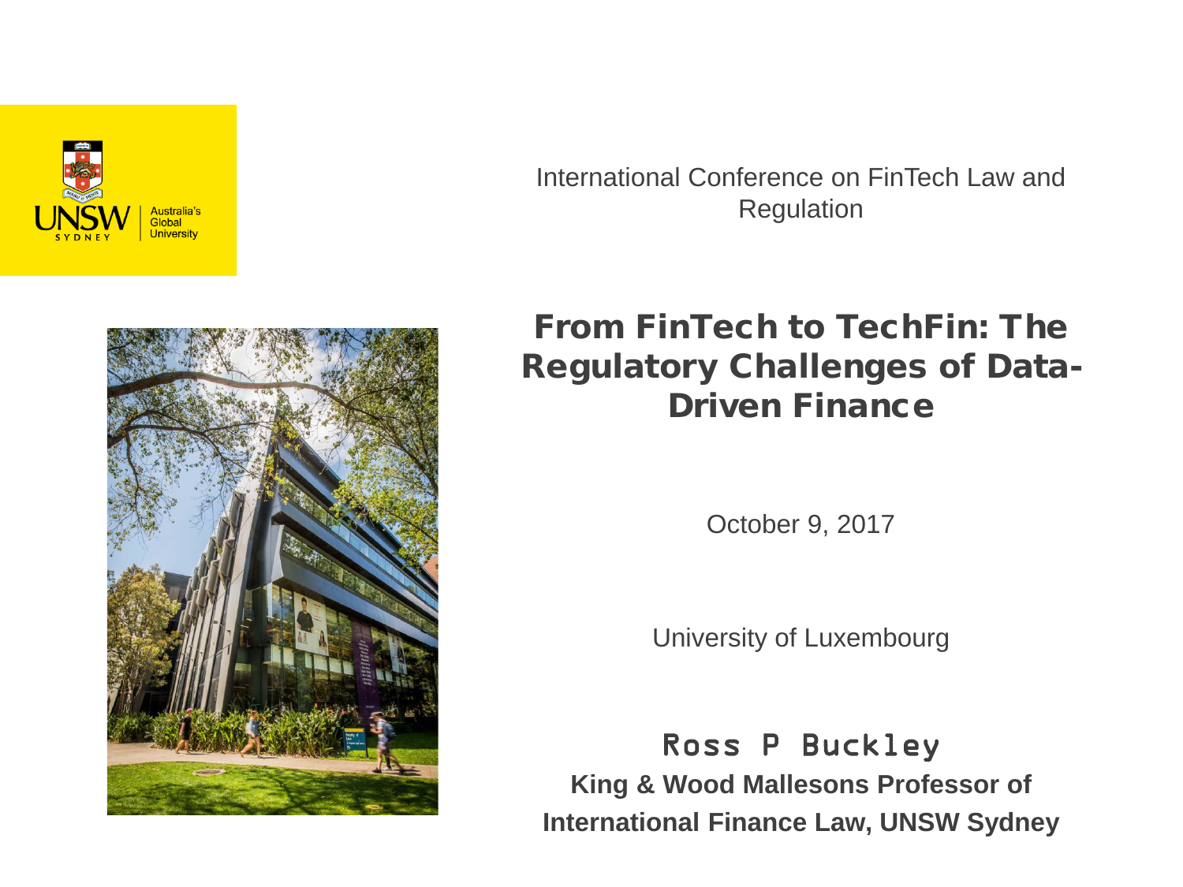International Conference on FinTech Law and Regulation

# From FinTech to TechFin: The Regulatory Challenges of Data-Driven Finance

October 9, 2017

University of Luxembourg

Ross P Buckley

**King & Wood Mallesons Professor of International Finance Law, UNSW Sydney**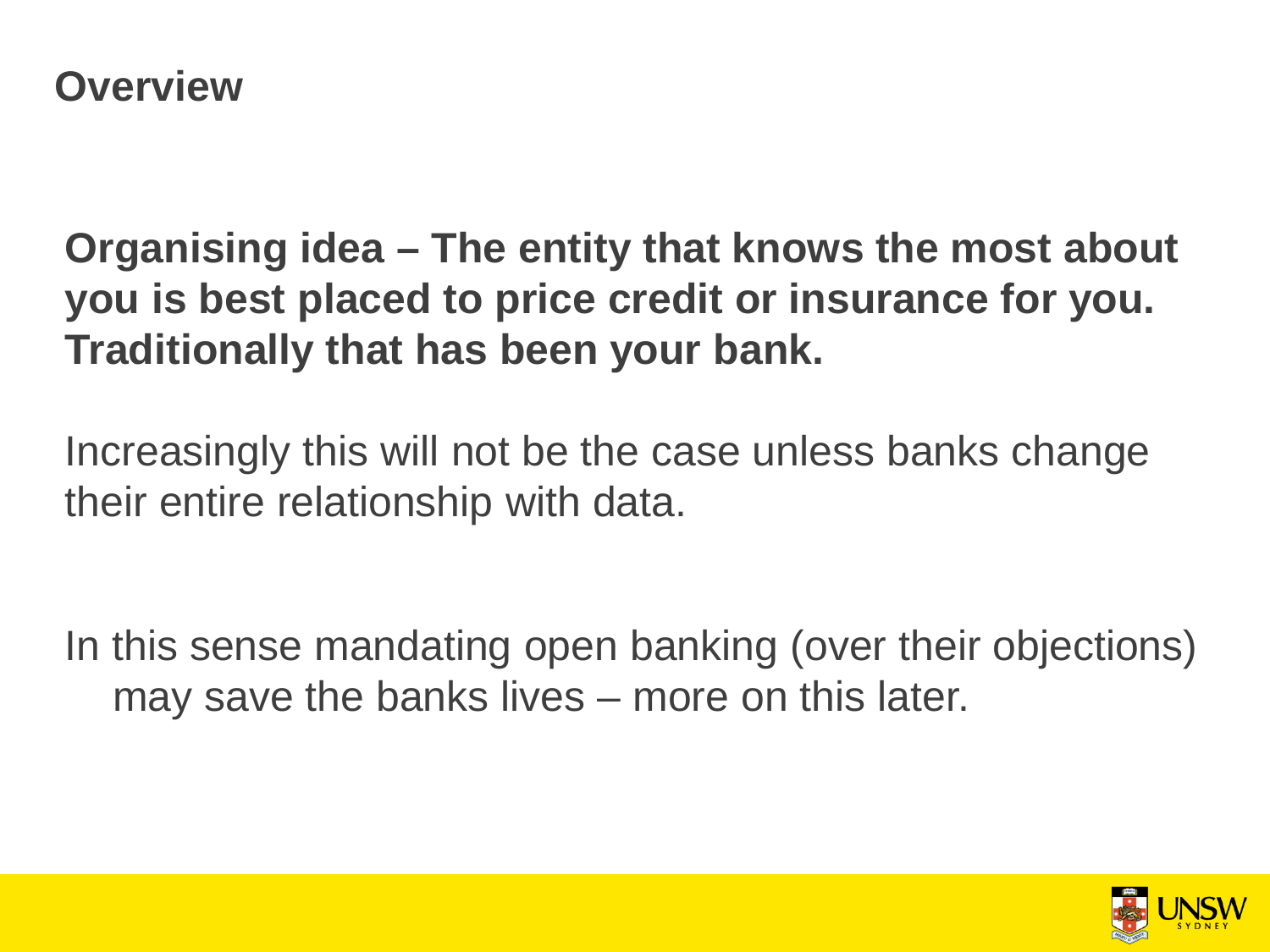# Overview

**Organising idea – The entity that knows the most about you is best placed to price credit or insurance for you. Traditionally that has been your bank.**

Increasingly this will not be the case unless banks change their entire relationship with data.

In this sense mandating open banking (over their objections) may save the banks lives – more on this later.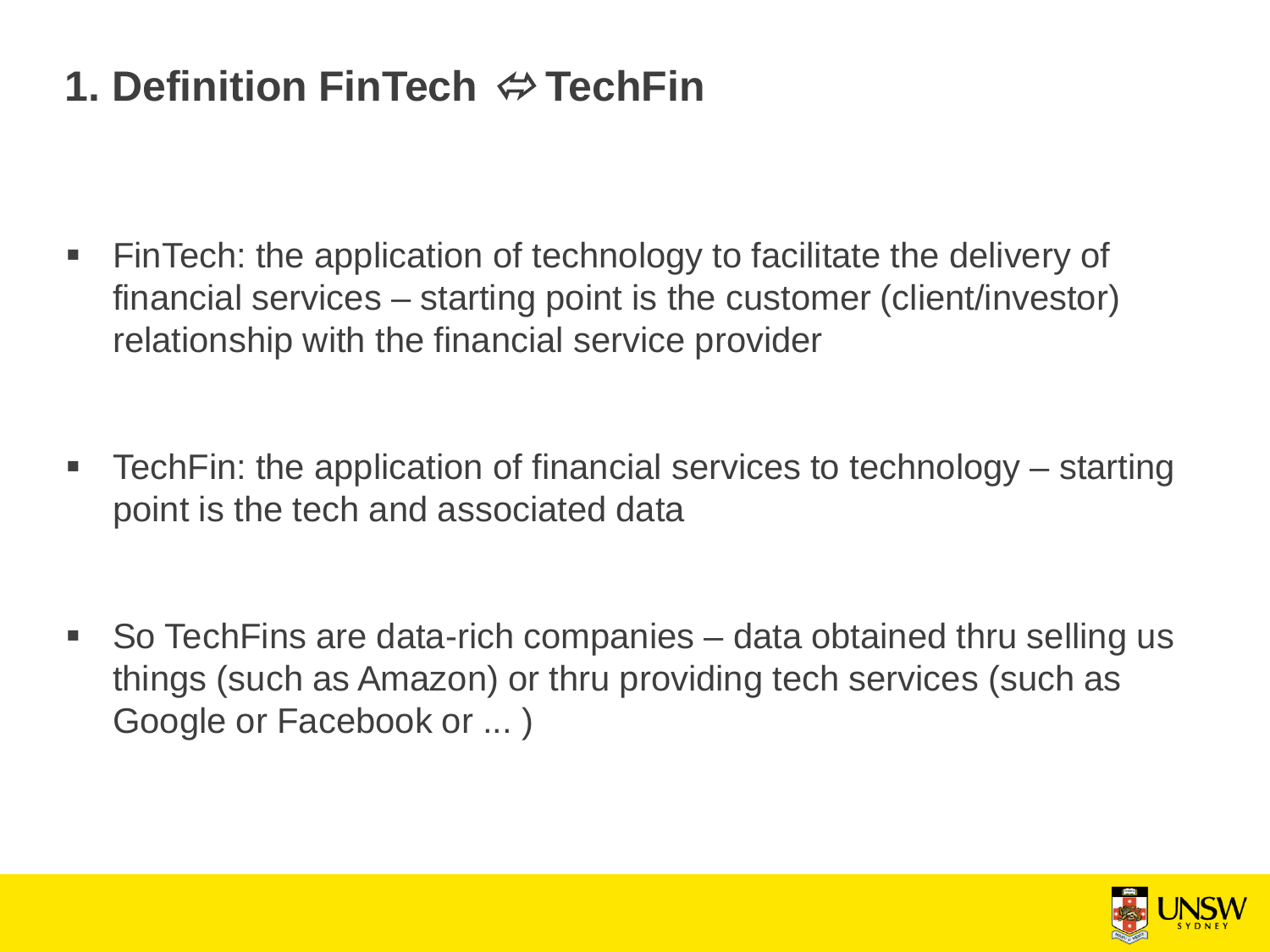# 1. Definition FinTech ⇎ TechFin

- FinTech: the application of technology to facilitate the delivery of financial services – starting point is the customer (client/investor) relationship with the financial service provider

- TechFin: the application of financial services to technology – starting point is the tech and associated data

- So TechFins are data-rich companies – data obtained thru selling us things (such as Amazon) or thru providing tech services (such as Google or Facebook or ... )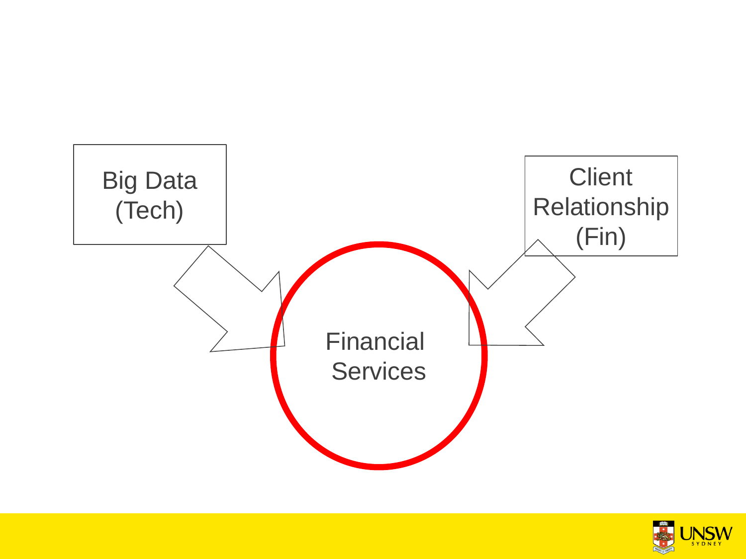Big Data (Tech)

Client Relationship (Fin)

Financial Services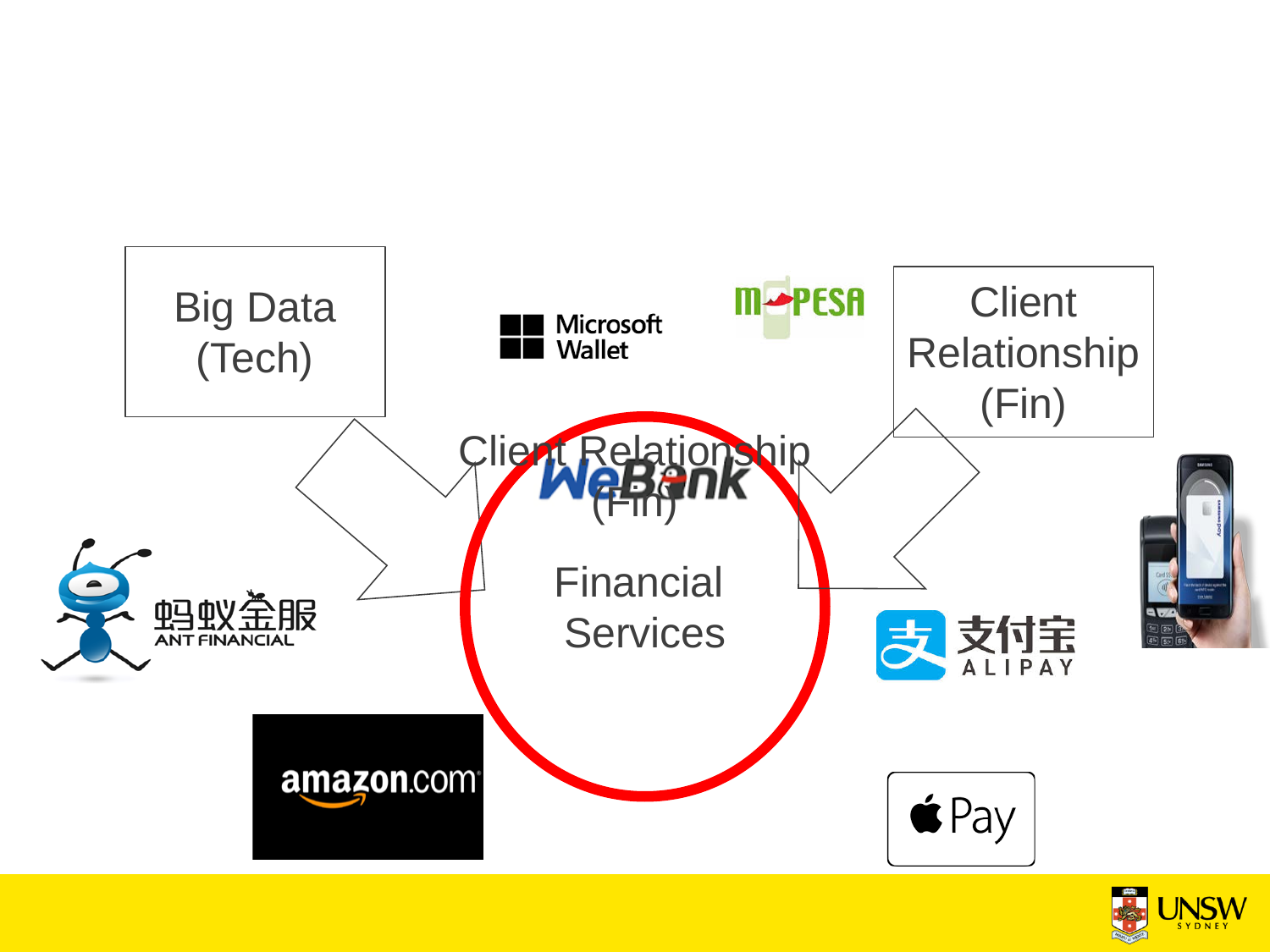Big Data (Tech)

Client Relationship (Fin)

Client Relationship (Fin)

Financial Services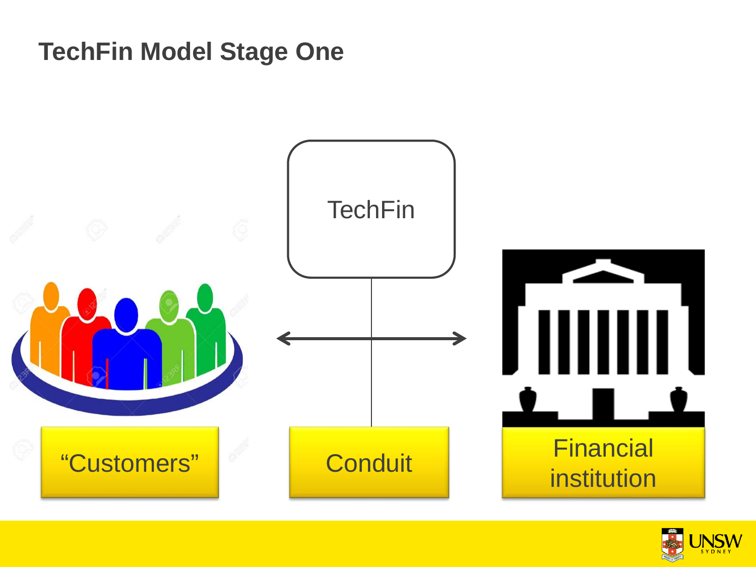# TechFin Model Stage One

TechFin

"Customers"

Conduit

Financial institution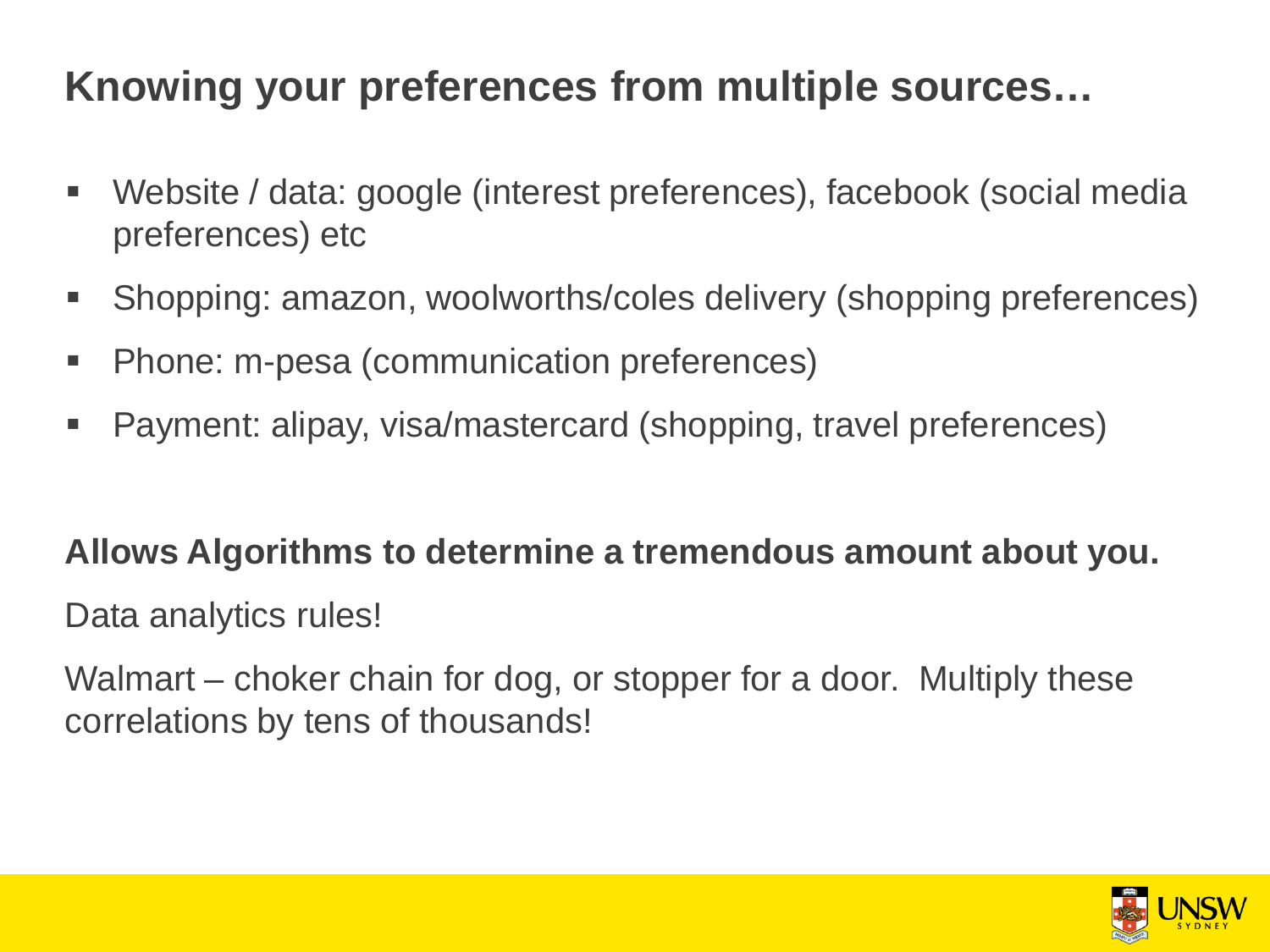# Knowing your preferences from multiple sources…

- Website / data: google (interest preferences), facebook (social media preferences) etc
- Shopping: amazon, woolworths/coles delivery (shopping preferences)
- Phone: m-pesa (communication preferences)
- Payment: alipay, visa/mastercard (shopping, travel preferences)

**Allows Algorithms to determine a tremendous amount about you.**

Data analytics rules!

Walmart – choker chain for dog, or stopper for a door. Multiply these correlations by tens of thousands!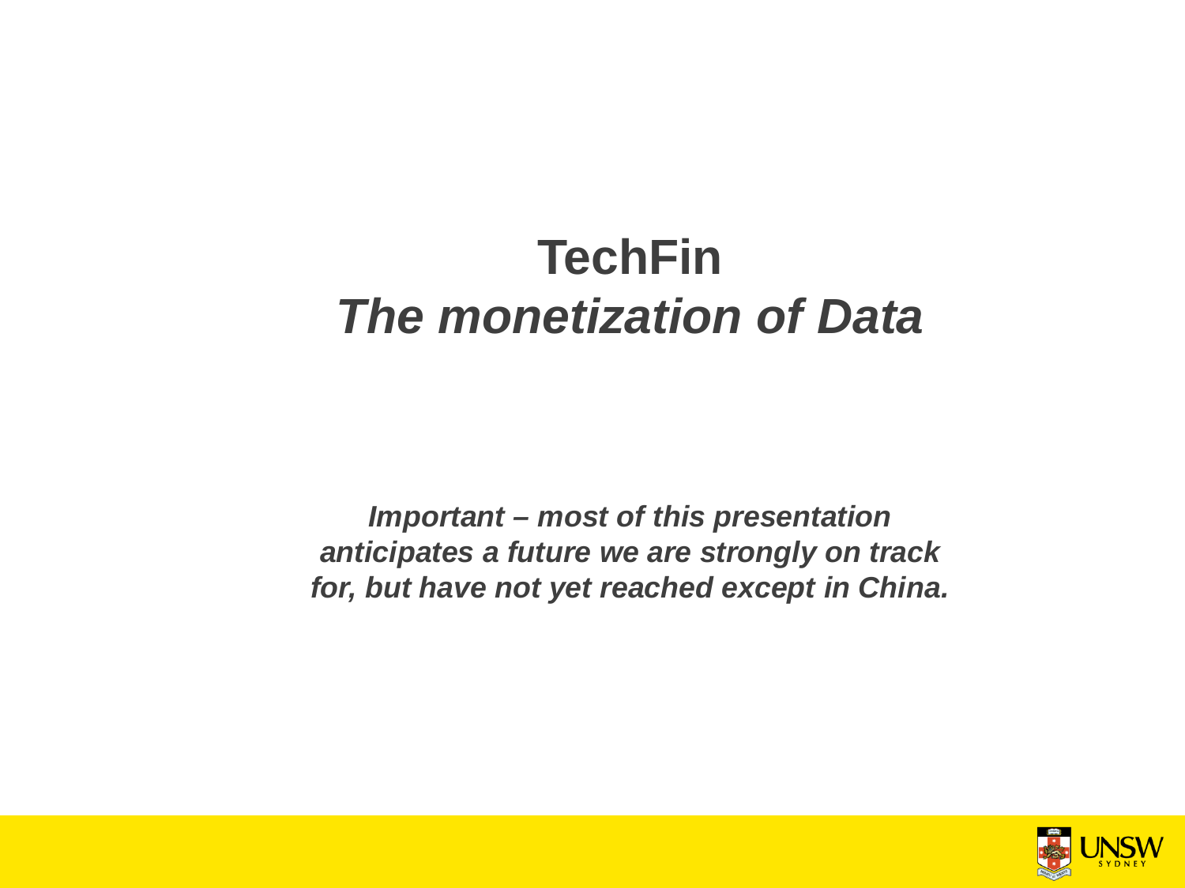# TechFin

## *The monetization of Data*

***Important – most of this presentation anticipates a future we are strongly on track for, but have not yet reached except in China.***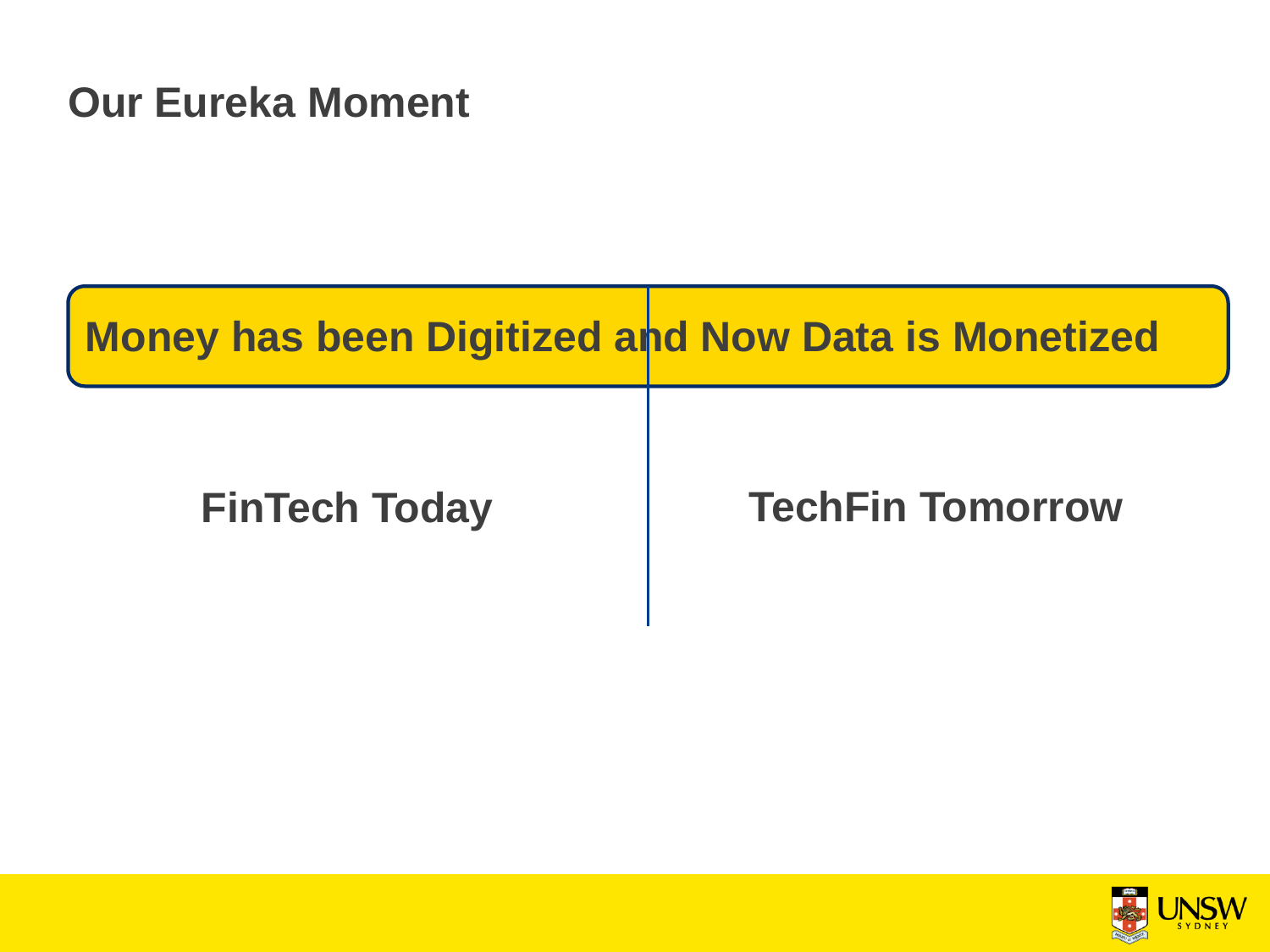# Our Eureka Moment

**Money has been Digitized and Now Data is Monetized**

| FinTech Today | TechFin Tomorrow |
|---|---|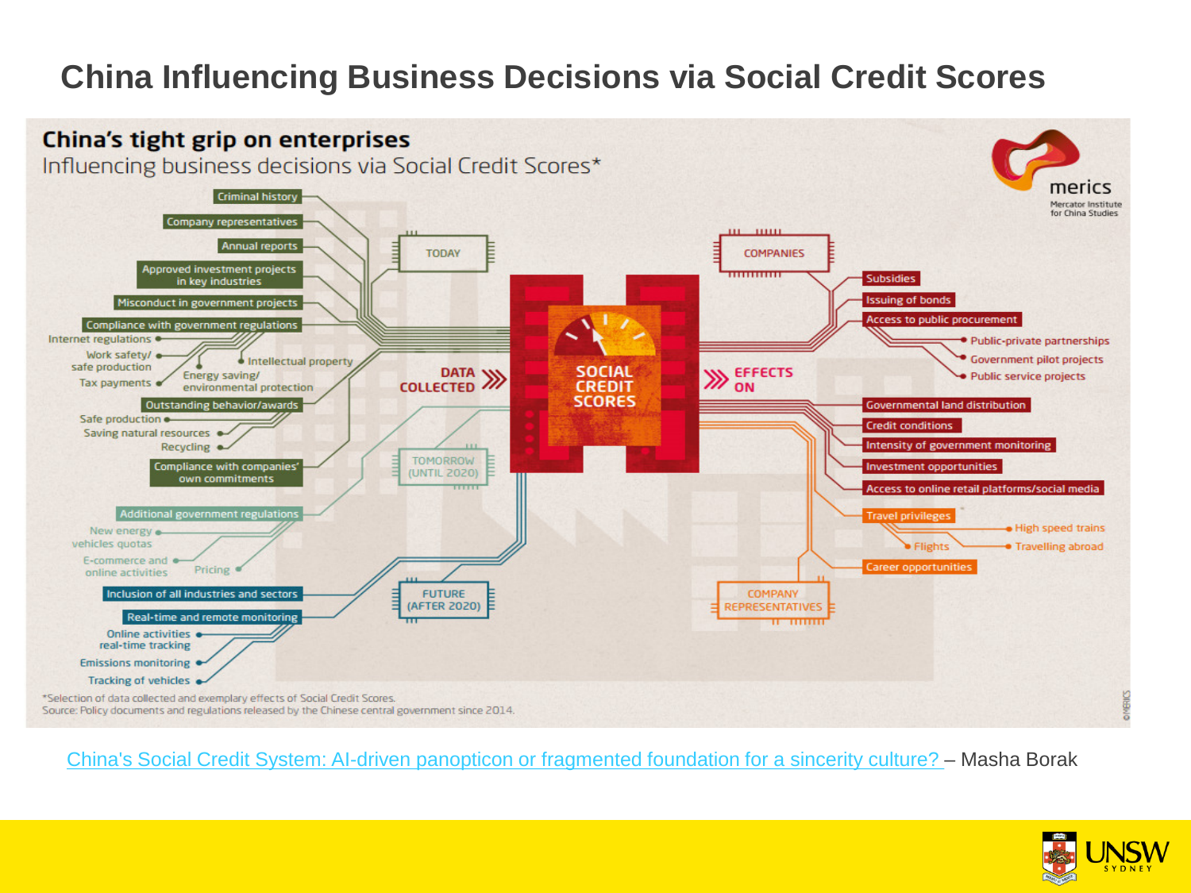# China Influencing Business Decisions via Social Credit Scores

## China's tight grip on enterprises

Influencing business decisions via Social Credit Scores*

**DATA COLLECTED**

**TODAY**

- Criminal history
- Company representatives
- Annual reports
- Approved investment projects in key industries
- Misconduct in government projects
- Compliance with government regulations
  - Internet regulations
  - Work safety/ safe production
  - Tax payments
  - Intellectual property
  - Energy saving/ environmental protection
- Outstanding behavior/awards
  - Safe production
  - Saving natural resources
  - Recycling
- Compliance with companies' own commitments

**TOMORROW (UNTIL 2020)**

- Additional government regulations
  - New energy vehicles quotas
  - E-commerce and online activities
  - Pricing

**FUTURE (AFTER 2020)**

- Inclusion of all industries and sectors
- Real-time and remote monitoring
  - Online activities real-time tracking
  - Emissions monitoring
  - Tracking of vehicles

**SOCIAL CREDIT SCORES**

**EFFECTS ON**

**COMPANIES**

- Subsidies
- Issuing of bonds
- Access to public procurement
  - Public-private partnerships
  - Government pilot projects
  - Public service projects
- Governmental land distribution
- Credit conditions
- Intensity of government monitoring
- Investment opportunities
- Access to online retail platforms/social media

**COMPANY REPRESENTATIVES**

- Travel privileges
  - High speed trains
  - Flights
  - Travelling abroad
- Career opportunities

*Selection of data collected and exemplary effects of Social Credit Scores.
Source: Policy documents and regulations released by the Chinese central government since 2014.

merics – Mercator Institute for China Studies

[China's Social Credit System: AI-driven panopticon or fragmented foundation for a sincerity culture?](#) – Masha Borak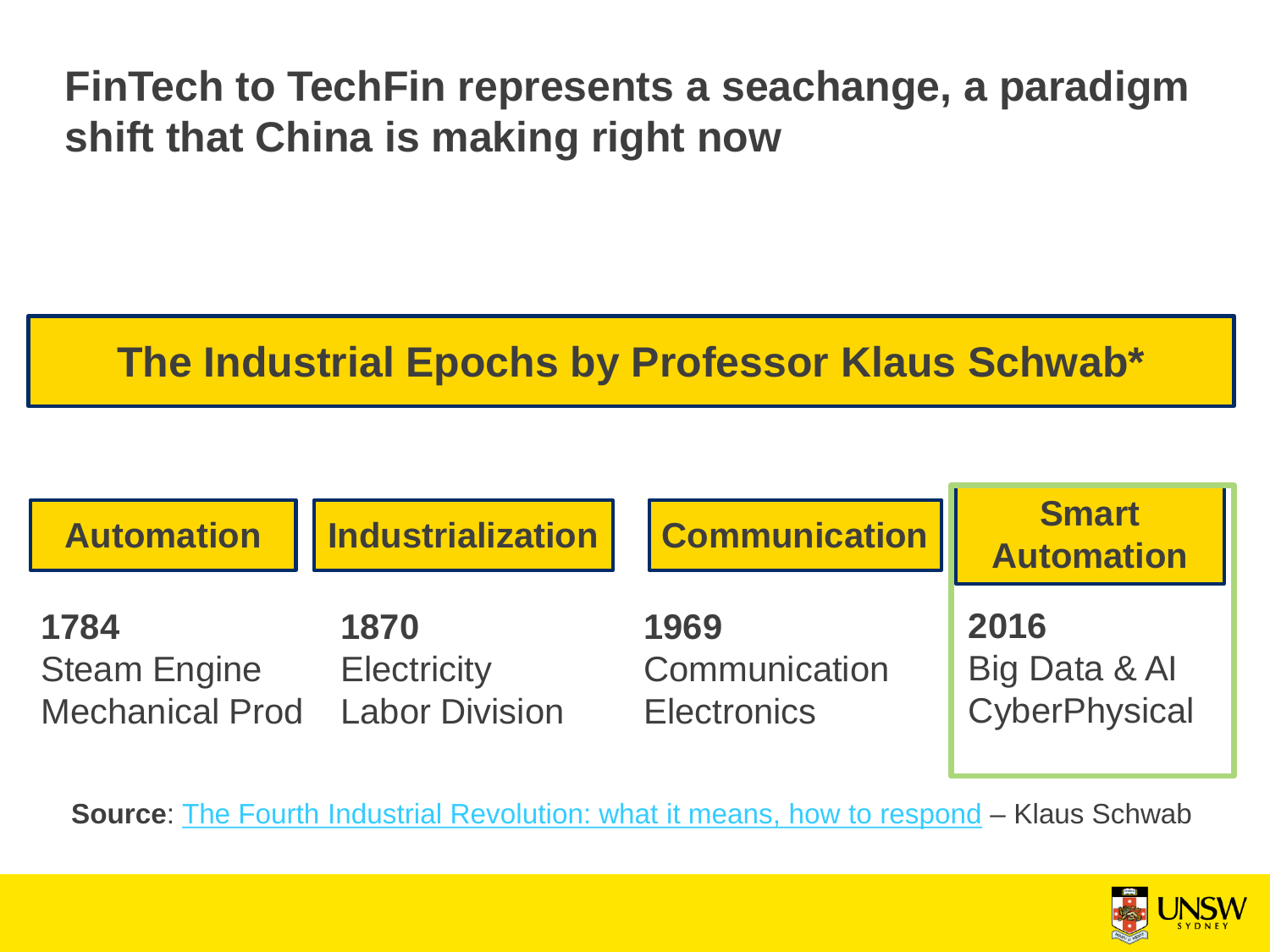# FinTech to TechFin represents a seachange, a paradigm shift that China is making right now

## The Industrial Epochs by Professor Klaus Schwab*

| Automation | Industrialization | Communication | Smart Automation |
| --- | --- | --- | --- |
| **1784** | **1870** | **1969** | **2016** |
| Steam Engine | Electricity | Communication | Big Data & AI |
| Mechanical Prod | Labor Division | Electronics | CyberPhysical |

**Source**: The Fourth Industrial Revolution: what it means, how to respond – Klaus Schwab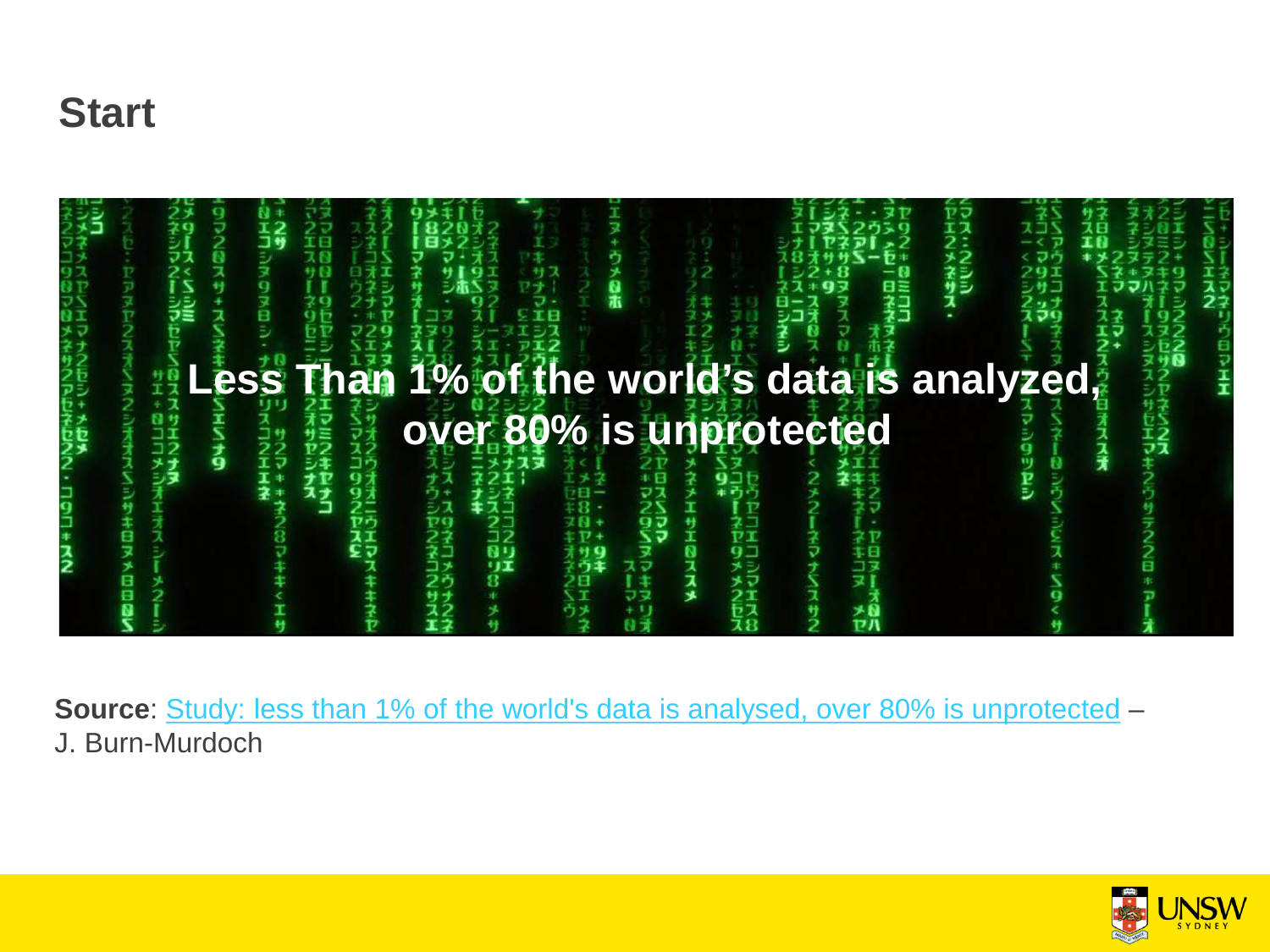# Start

**Less Than 1% of the world's data is analyzed, over 80% is unprotected**

**Source**: [Study: less than 1% of the world's data is analysed, over 80% is unprotected]() – J. Burn-Murdoch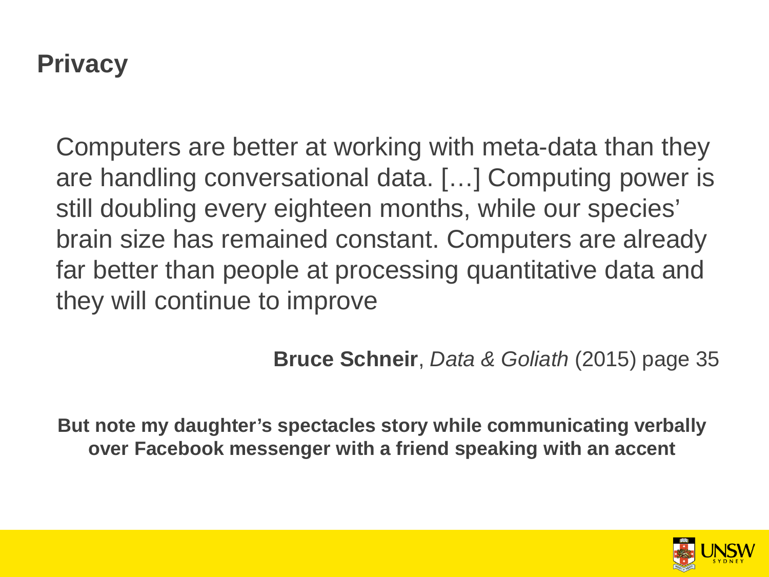# Privacy

Computers are better at working with meta-data than they are handling conversational data. […] Computing power is still doubling every eighteen months, while our species' brain size has remained constant. Computers are already far better than people at processing quantitative data and they will continue to improve

**Bruce Schneir**, *Data & Goliath* (2015) page 35

**But note my daughter's spectacles story while communicating verbally over Facebook messenger with a friend speaking with an accent**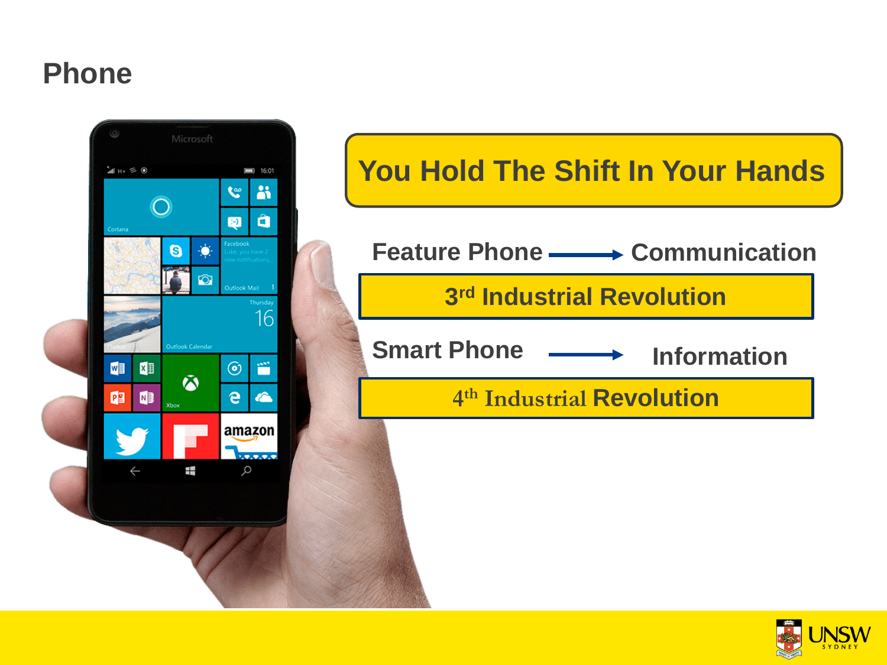# Phone

**You Hold The Shift In Your Hands**

Feature Phone → Communication

**3rd Industrial Revolution**

Smart Phone → Information

**4th Industrial Revolution**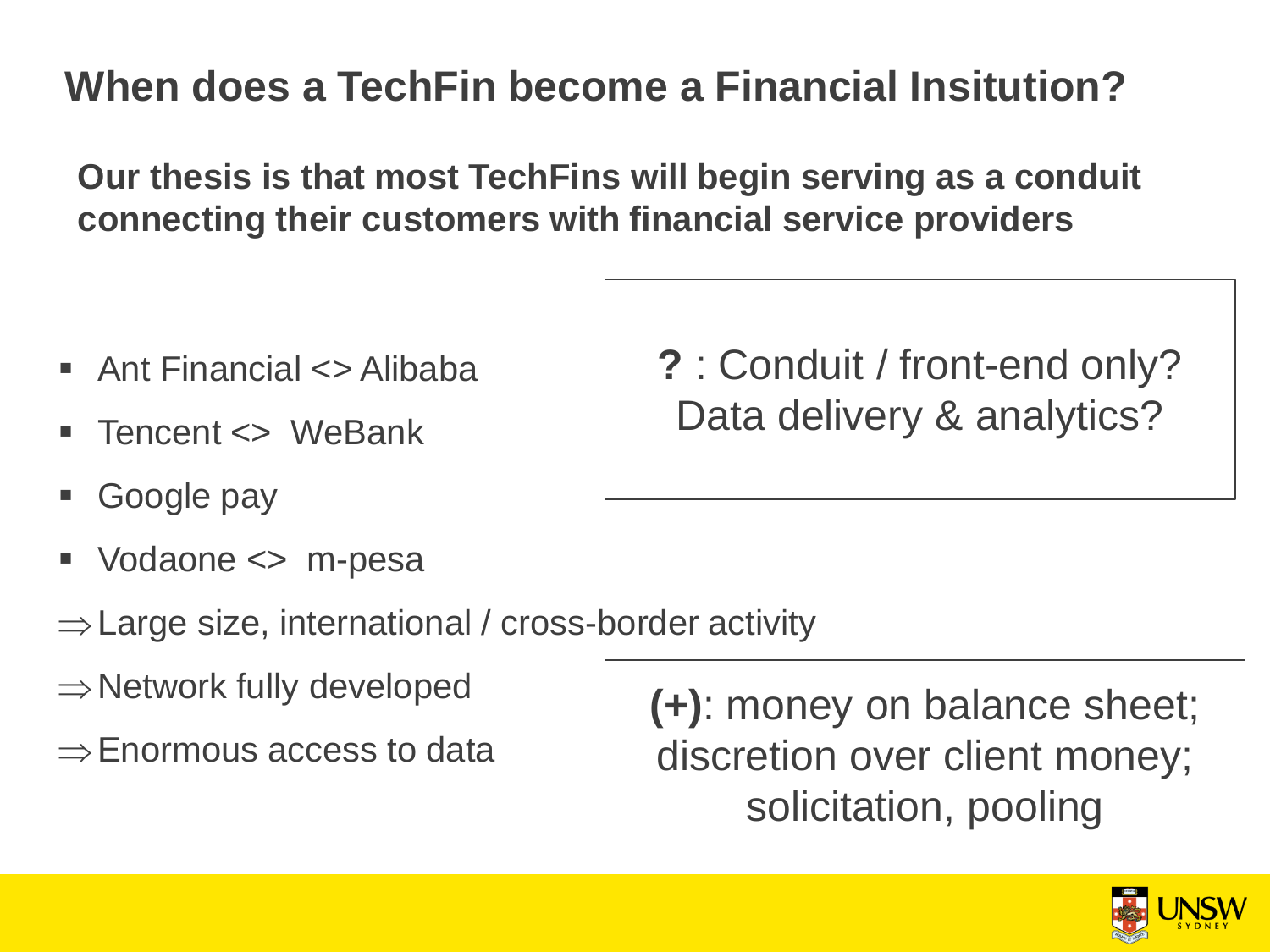# When does a TechFin become a Financial Insitution?

**Our thesis is that most TechFins will begin serving as a conduit connecting their customers with financial service providers**

- Ant Financial <> Alibaba
- Tencent <> WeBank
- Google pay
- Vodaone <> m-pesa

$\Rightarrow$ Large size, international / cross-border activity

$\Rightarrow$ Network fully developed

$\Rightarrow$ Enormous access to data

**?** : Conduit / front-end only? Data delivery & analytics?

**(+)**: money on balance sheet; discretion over client money; solicitation, pooling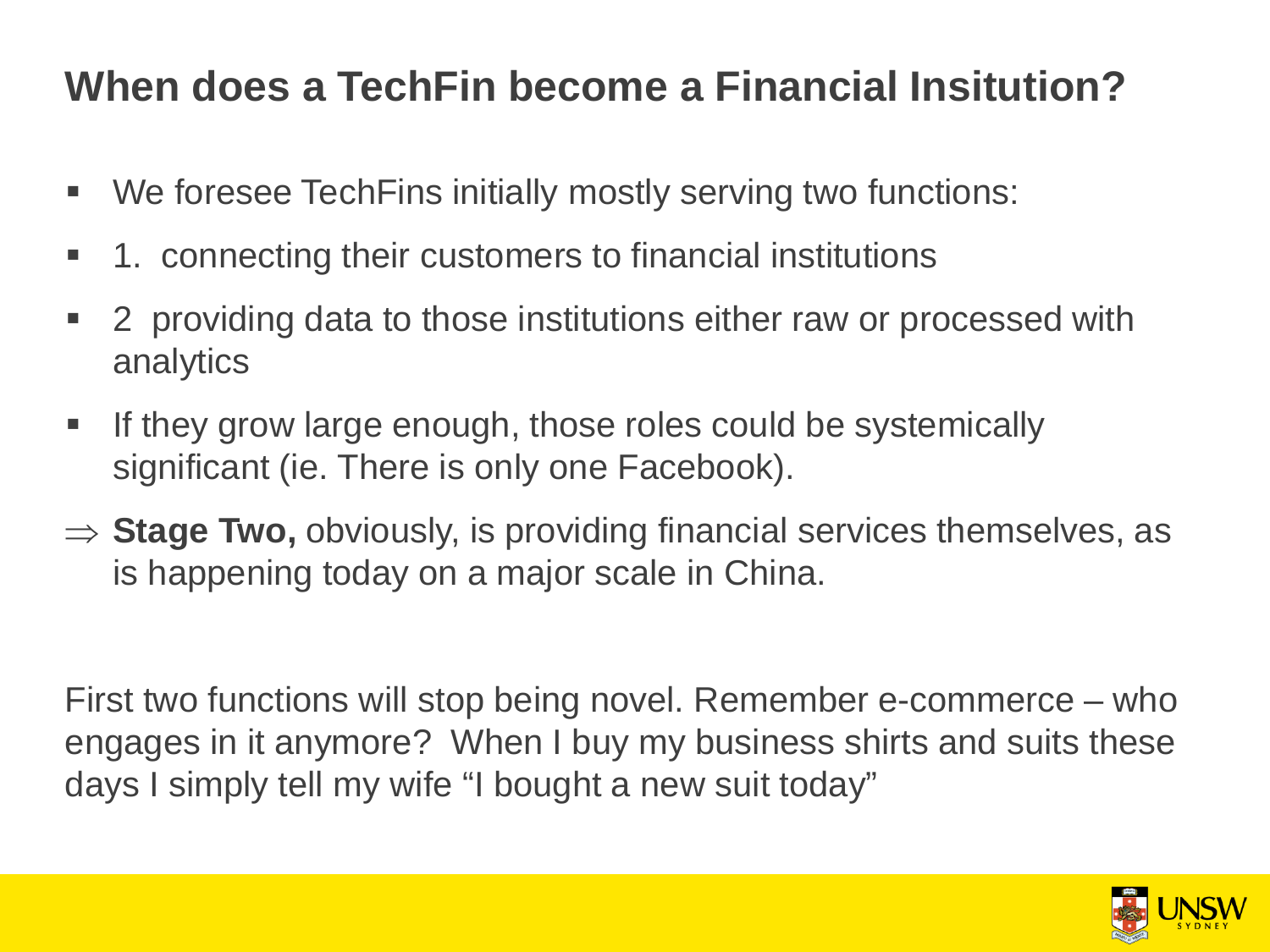# When does a TechFin become a Financial Insitution?

- We foresee TechFins initially mostly serving two functions:
- 1. connecting their customers to financial institutions
- 2 providing data to those institutions either raw or processed with analytics
- If they grow large enough, those roles could be systemically significant (ie. There is only one Facebook).

$\Rightarrow$ **Stage Two,** obviously, is providing financial services themselves, as is happening today on a major scale in China.

First two functions will stop being novel. Remember e-commerce – who engages in it anymore? When I buy my business shirts and suits these days I simply tell my wife "I bought a new suit today"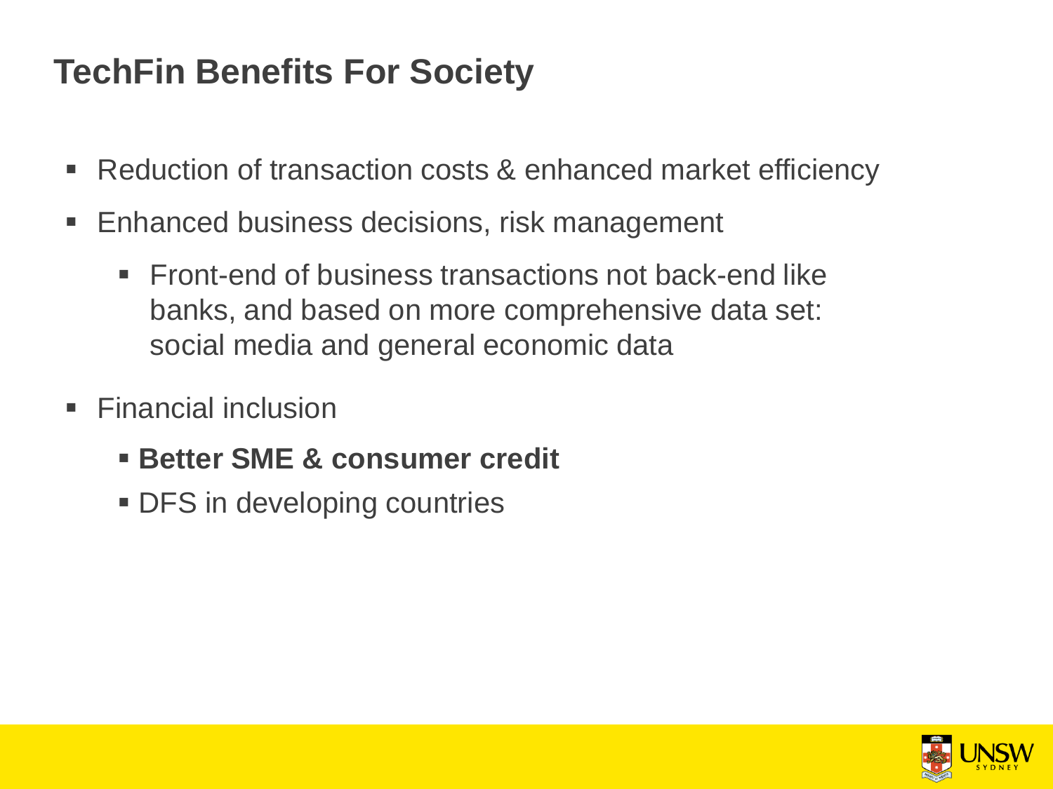# TechFin Benefits For Society

- Reduction of transaction costs & enhanced market efficiency
- Enhanced business decisions, risk management
  - Front-end of business transactions not back-end like banks, and based on more comprehensive data set: social media and general economic data
- Financial inclusion
  - **Better SME & consumer credit**
  - DFS in developing countries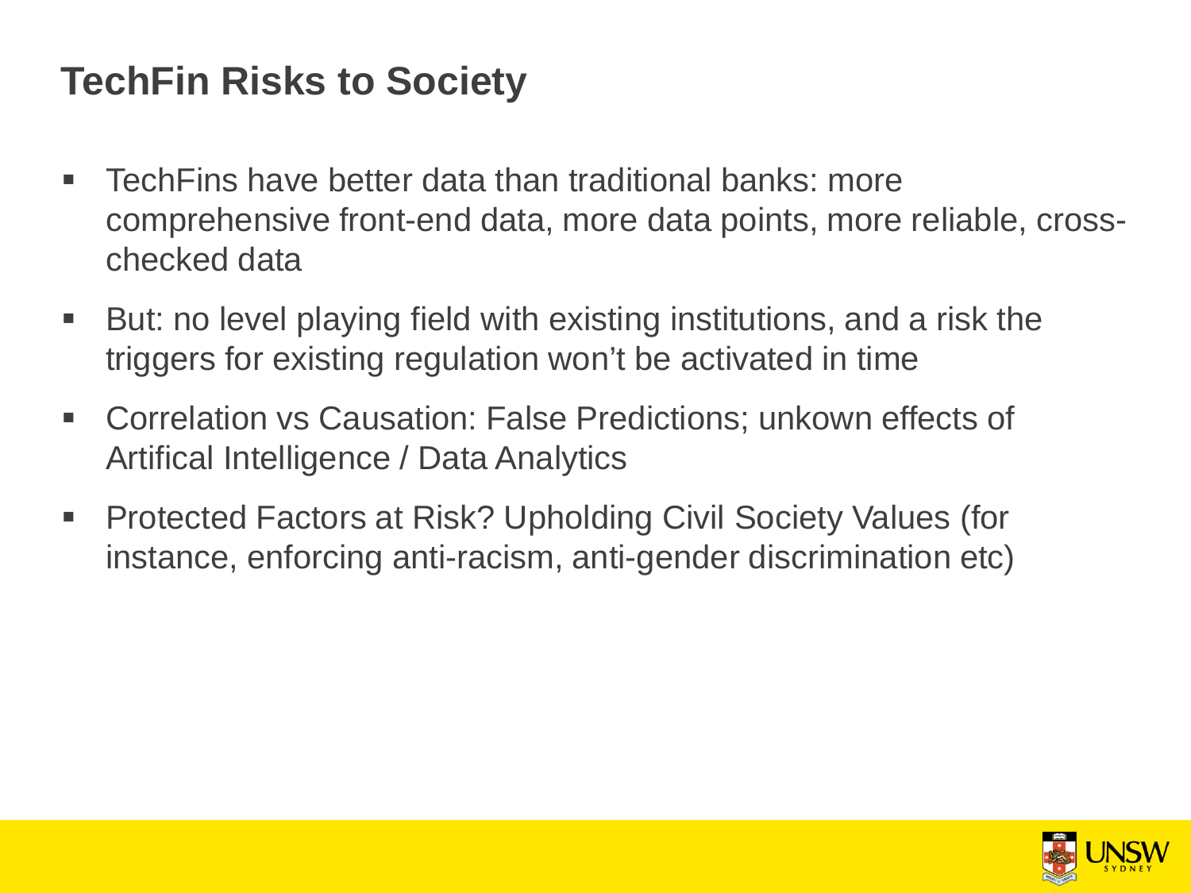## TechFin Risks to Society

- TechFins have better data than traditional banks: more comprehensive front-end data, more data points, more reliable, cross-checked data
- But: no level playing field with existing institutions, and a risk the triggers for existing regulation won't be activated in time
- Correlation vs Causation: False Predictions; unkown effects of Artifical Intelligence / Data Analytics
- Protected Factors at Risk? Upholding Civil Society Values (for instance, enforcing anti-racism, anti-gender discrimination etc)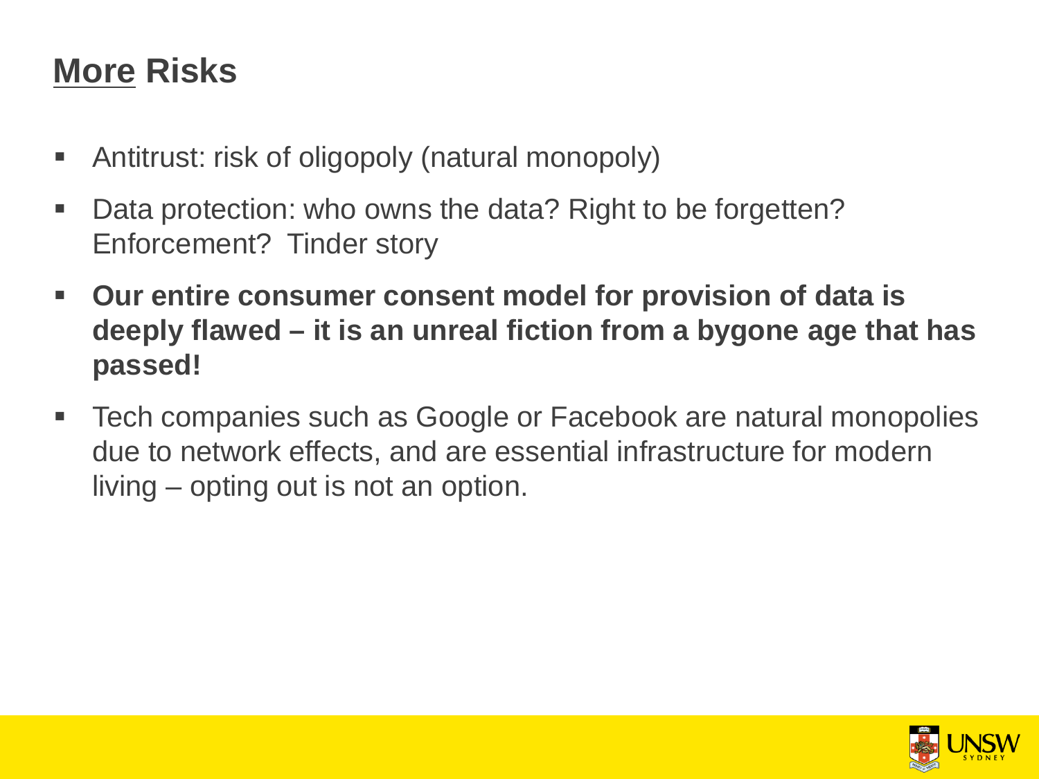# More Risks

- Antitrust: risk of oligopoly (natural monopoly)
- Data protection: who owns the data? Right to be forgetten? Enforcement? Tinder story
- **Our entire consumer consent model for provision of data is deeply flawed – it is an unreal fiction from a bygone age that has passed!**
- Tech companies such as Google or Facebook are natural monopolies due to network effects, and are essential infrastructure for modern living – opting out is not an option.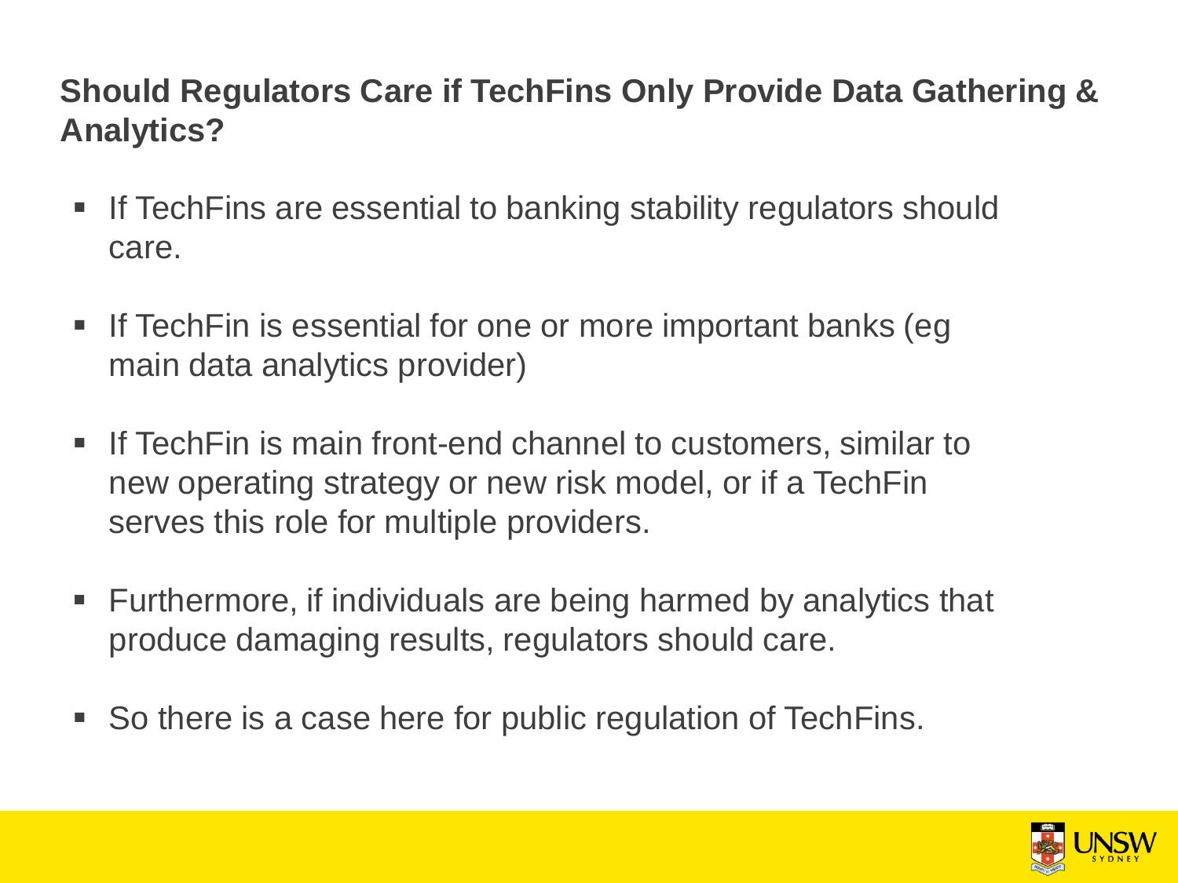## Should Regulators Care if TechFins Only Provide Data Gathering & Analytics?

- If TechFins are essential to banking stability regulators should care.
- If TechFin is essential for one or more important banks (eg main data analytics provider)
- If TechFin is main front-end channel to customers, similar to new operating strategy or new risk model, or if a TechFin serves this role for multiple providers.
- Furthermore, if individuals are being harmed by analytics that produce damaging results, regulators should care.
- So there is a case here for public regulation of TechFins.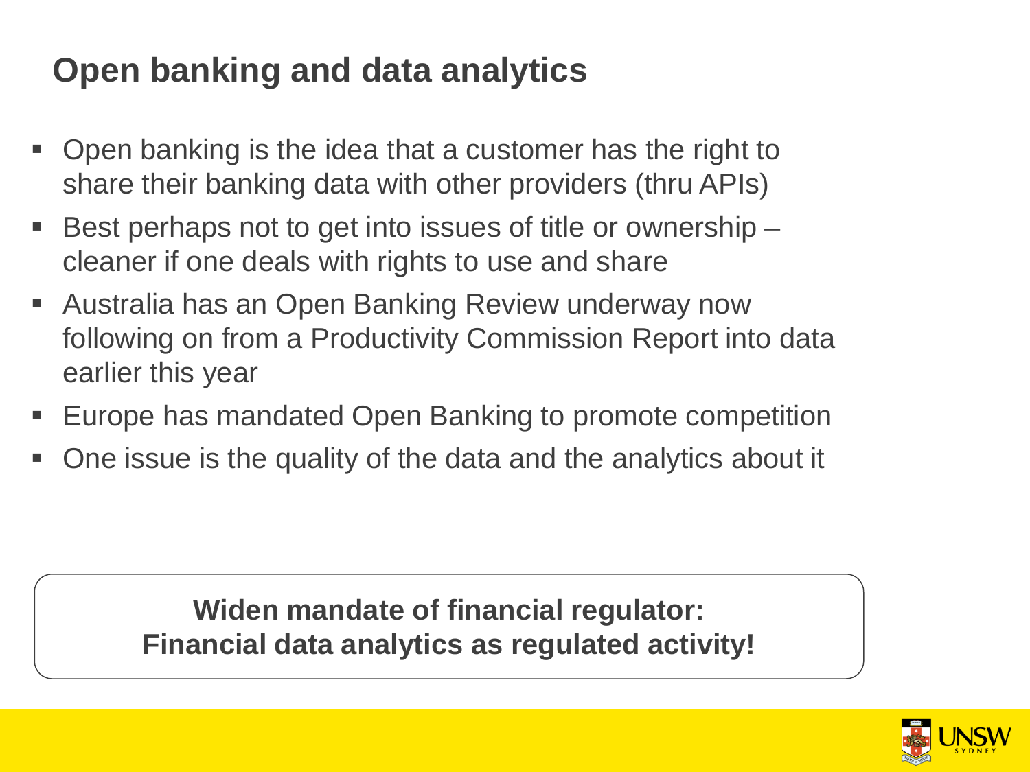# Open banking and data analytics

- Open banking is the idea that a customer has the right to share their banking data with other providers (thru APIs)
- Best perhaps not to get into issues of title or ownership – cleaner if one deals with rights to use and share
- Australia has an Open Banking Review underway now following on from a Productivity Commission Report into data earlier this year
- Europe has mandated Open Banking to promote competition
- One issue is the quality of the data and the analytics about it

**Widen mandate of financial regulator:**
**Financial data analytics as regulated activity!**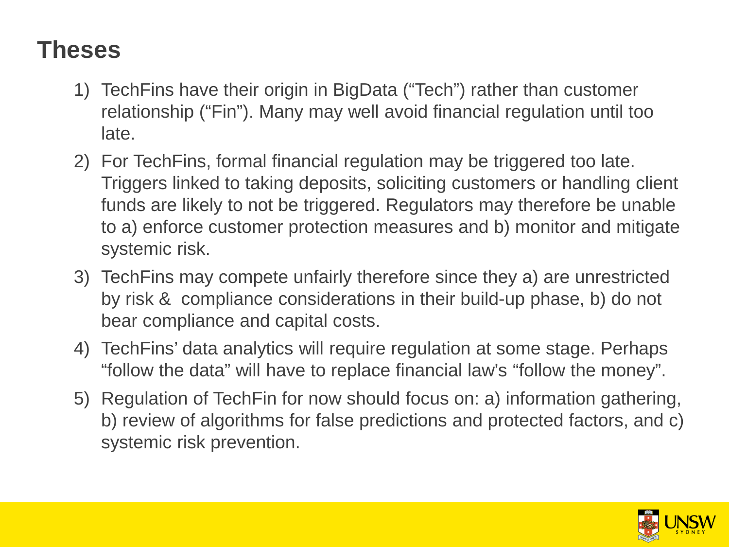# Theses

1) TechFins have their origin in BigData (“Tech”) rather than customer relationship (“Fin”). Many may well avoid financial regulation until too late.
2) For TechFins, formal financial regulation may be triggered too late. Triggers linked to taking deposits, soliciting customers or handling client funds are likely to not be triggered. Regulators may therefore be unable to a) enforce customer protection measures and b) monitor and mitigate systemic risk.
3) TechFins may compete unfairly therefore since they a) are unrestricted by risk & compliance considerations in their build-up phase, b) do not bear compliance and capital costs.
4) TechFins’ data analytics will require regulation at some stage. Perhaps “follow the data” will have to replace financial law’s “follow the money”.
5) Regulation of TechFin for now should focus on: a) information gathering, b) review of algorithms for false predictions and protected factors, and c) systemic risk prevention.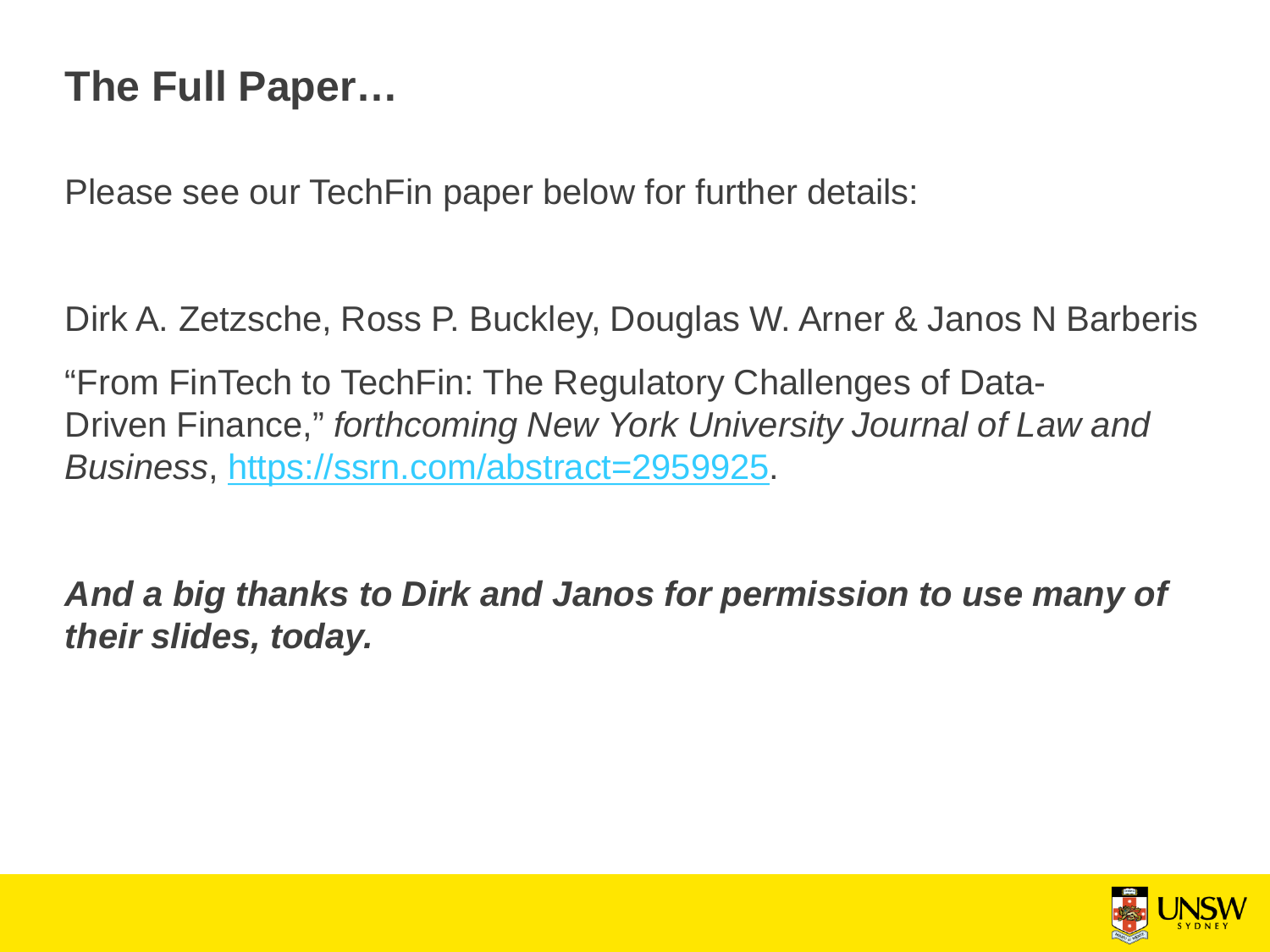# The Full Paper…

Please see our TechFin paper below for further details:

Dirk A. Zetzsche, Ross P. Buckley, Douglas W. Arner & Janos N Barberis

"From FinTech to TechFin: The Regulatory Challenges of Data-Driven Finance," *forthcoming New York University Journal of Law and Business*, [https://ssrn.com/abstract=2959925](https://ssrn.com/abstract=2959925).

***And a big thanks to Dirk and Janos for permission to use many of their slides, today.***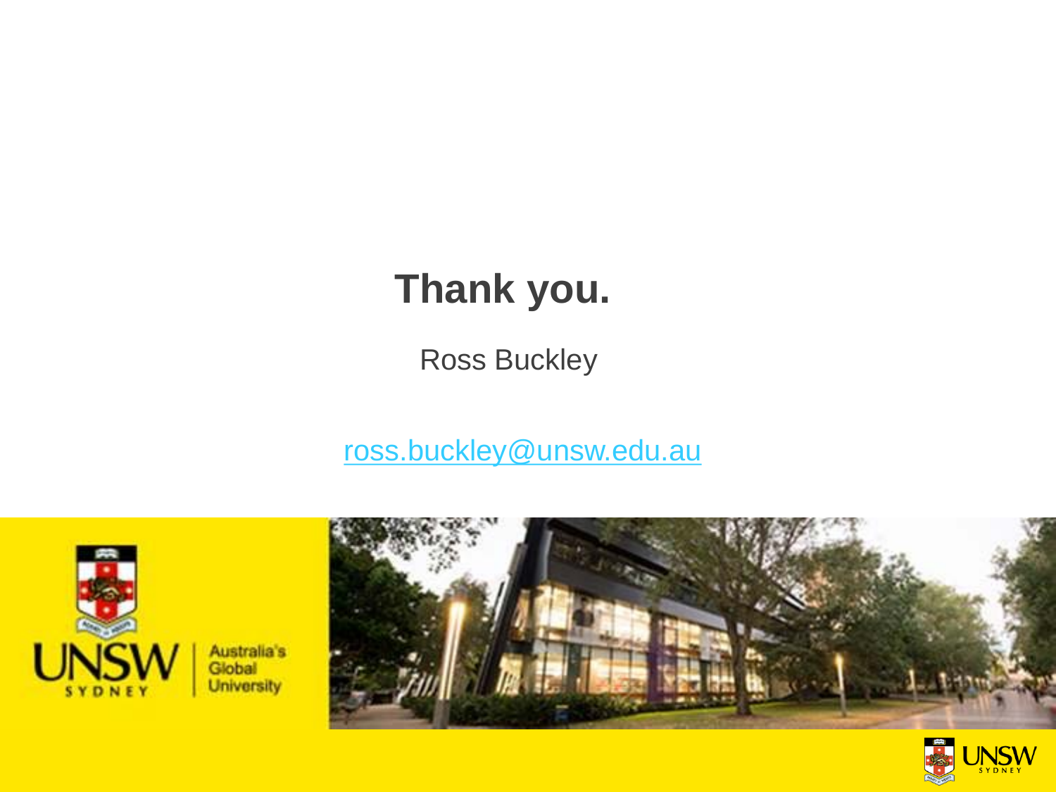# Thank you.

Ross Buckley

ross.buckley@unsw.edu.au